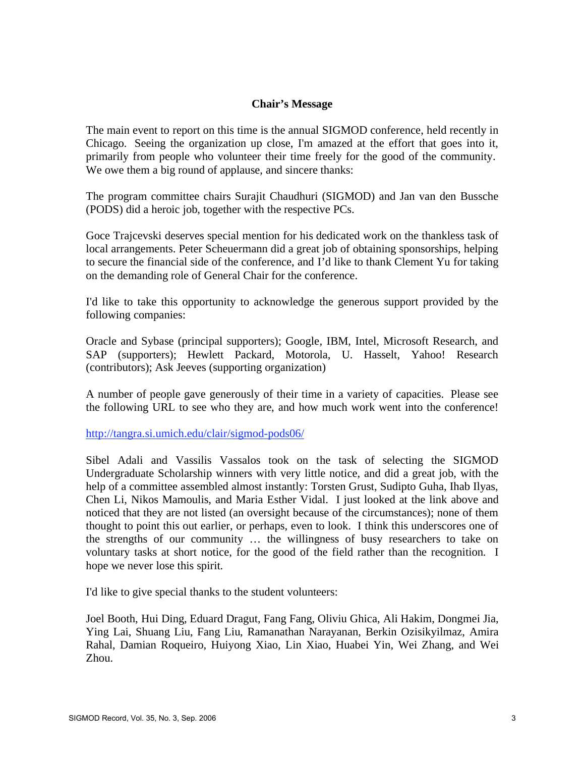# Chair's Message

The main event to report on this time is the annual SIGMOD conference, held recently in Chicago. Seeing the organization up close, I'm amazed at the effort that goes into it, primarily from people who volunteer their time freely for the good of the community. We owe them a big round of applause, and sincere thanks:

The program committee chairs Surajit Chaudhuri (SIGMOD) and Jan van den Bussche (PODS) did a heroic job, together with the respective PCs.

Goce Trajcevski deserves special mention for his dedicated work on the thankless task of local arrangements. Peter Scheuermann did a great job of obtaining sponsorships, helping to secure the financial side of the conference, and I'd like to thank Clement Yu for taking on the demanding role of General Chair for the conference.

I'd like to take this opportunity to acknowledge the generous support provided by the following companies:

Oracle and Sybase (principal supporters); Google, IBM, Intel, Microsoft Research, and SAP (supporters); Hewlett Packard, Motorola, U. Hasselt, Yahoo! Research (contributors); Ask Jeeves (supporting organization)

A number of people gave generously of their time in a variety of capacities. Please see the following URL to see who they are, and how much work went into the conference!

http://tangra.si.umich.edu/clair/sigmod-pods06/

Sibel Adali and Vassilis Vassalos took on the task of selecting the SIGMOD Undergraduate Scholarship winners with very little notice, and did a great job, with the help of a committee assembled almost instantly: Torsten Grust, Sudipto Guha, Ihab Ilyas, Chen Li, Nikos Mamoulis, and Maria Esther Vidal. I just looked at the link above and noticed that they are not listed (an oversight because of the circumstances); none of them thought to point this out earlier, or perhaps, even to look. I think this underscores one of the strengths of our community … the willingness of busy researchers to take on voluntary tasks at short notice, for the good of the field rather than the recognition. I hope we never lose this spirit.

I'd like to give special thanks to the student volunteers:

Joel Booth, Hui Ding, Eduard Dragut, Fang Fang, Oliviu Ghica, Ali Hakim, Dongmei Jia, Ying Lai, Shuang Liu, Fang Liu, Ramanathan Narayanan, Berkin Ozisikyilmaz, Amira Rahal, Damian Roqueiro, Huiyong Xiao, Lin Xiao, Huabei Yin, Wei Zhang, and Wei Zhou.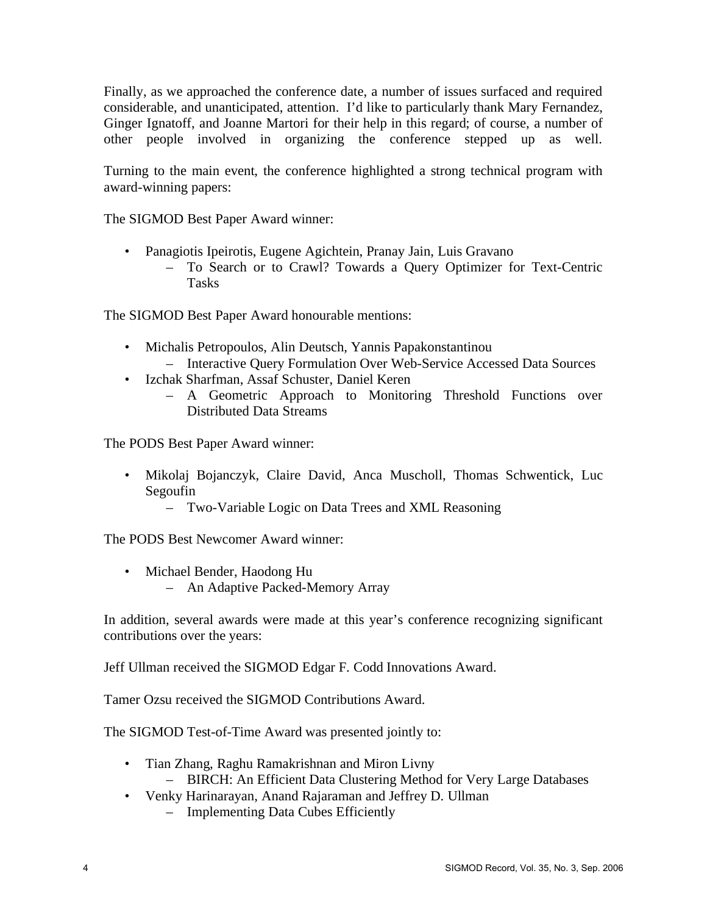Finally, as we approached the conference date, a number of issues surfaced and required considerable, and unanticipated, attention. I'd like to particularly thank Mary Fernandez, Ginger Ignatoff, and Joanne Martori for their help in this regard; of course, a number of other people involved in organizing the conference stepped up as well.

Turning to the main event, the conference highlighted a strong technical program with award-winning papers:

The SIGMOD Best Paper Award winner:

- Panagiotis Ipeirotis, Eugene Agichtein, Pranay Jain, Luis Gravano
  - To Search or to Crawl? Towards a Query Optimizer for Text-Centric Tasks

The SIGMOD Best Paper Award honourable mentions:

- Michalis Petropoulos, Alin Deutsch, Yannis Papakonstantinou
  - Interactive Query Formulation Over Web-Service Accessed Data Sources
- Izchak Sharfman, Assaf Schuster, Daniel Keren
  - A Geometric Approach to Monitoring Threshold Functions over Distributed Data Streams

The PODS Best Paper Award winner:

- Mikolaj Bojanczyk, Claire David, Anca Muscholl, Thomas Schwentick, Luc Segoufin
  - Two-Variable Logic on Data Trees and XML Reasoning

The PODS Best Newcomer Award winner:

- Michael Bender, Haodong Hu
  - An Adaptive Packed-Memory Array

In addition, several awards were made at this year's conference recognizing significant contributions over the years:

Jeff Ullman received the SIGMOD Edgar F. Codd Innovations Award.

Tamer Ozsu received the SIGMOD Contributions Award.

The SIGMOD Test-of-Time Award was presented jointly to:

- Tian Zhang, Raghu Ramakrishnan and Miron Livny
  - BIRCH: An Efficient Data Clustering Method for Very Large Databases
- Venky Harinarayan, Anand Rajaraman and Jeffrey D. Ullman
  - Implementing Data Cubes Efficiently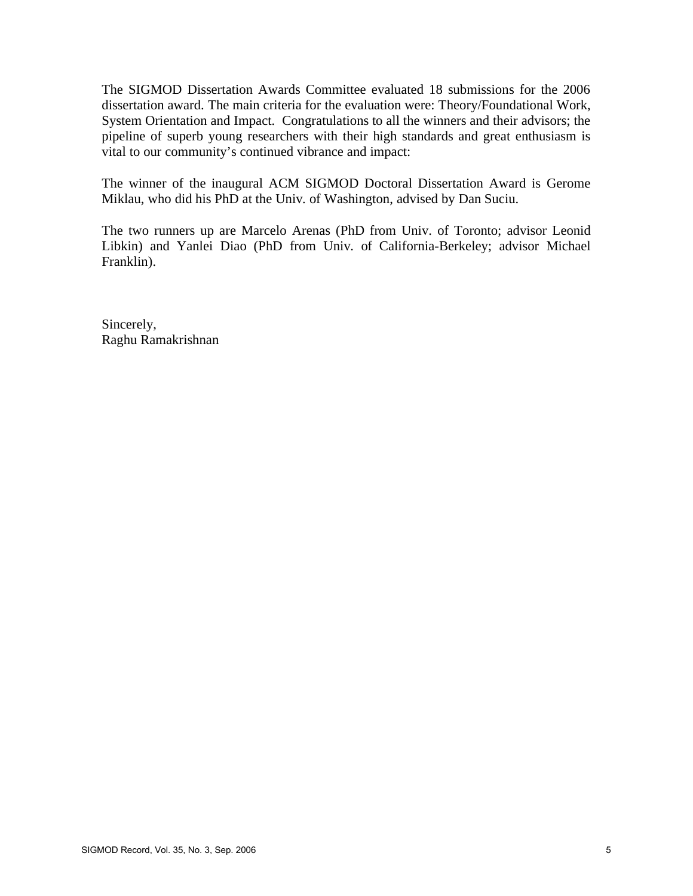The SIGMOD Dissertation Awards Committee evaluated 18 submissions for the 2006 dissertation award. The main criteria for the evaluation were: Theory/Foundational Work, System Orientation and Impact. Congratulations to all the winners and their advisors; the pipeline of superb young researchers with their high standards and great enthusiasm is vital to our community's continued vibrance and impact:

The winner of the inaugural ACM SIGMOD Doctoral Dissertation Award is Gerome Miklau, who did his PhD at the Univ. of Washington, advised by Dan Suciu.

The two runners up are Marcelo Arenas (PhD from Univ. of Toronto; advisor Leonid Libkin) and Yanlei Diao (PhD from Univ. of California-Berkeley; advisor Michael Franklin).

Sincerely,  
Raghu Ramakrishnan